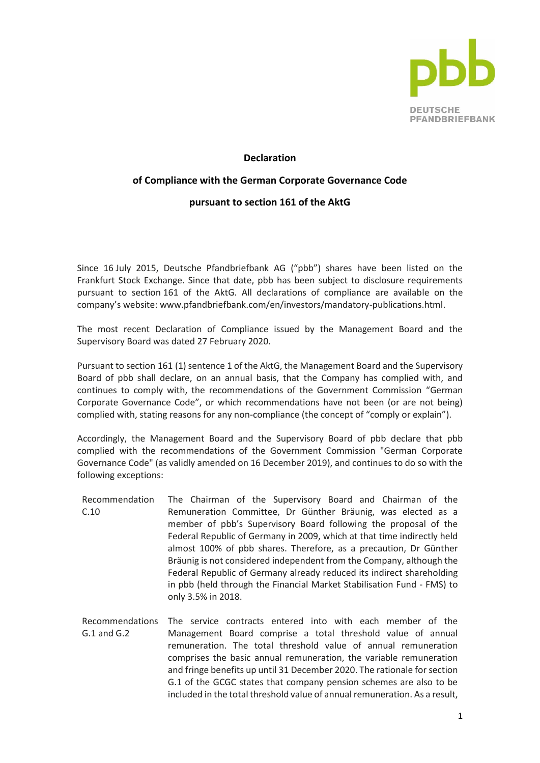# Declaration

## of Compliance with the German Corporate Governance Code

## pursuant to section 161 of the AktG

Since 16 July 2015, Deutsche Pfandbriefbank AG ("pbb") shares have been listed on the Frankfurt Stock Exchange. Since that date, pbb has been subject to disclosure requirements pursuant to section 161 of the AktG. All declarations of compliance are available on the company's website: www.pfandbriefbank.com/en/investors/mandatory-publications.html.

The most recent Declaration of Compliance issued by the Management Board and the Supervisory Board was dated 27 February 2020.

Pursuant to section 161 (1) sentence 1 of the AktG, the Management Board and the Supervisory Board of pbb shall declare, on an annual basis, that the Company has complied with, and continues to comply with, the recommendations of the Government Commission "German Corporate Governance Code", or which recommendations have not been (or are not being) complied with, stating reasons for any non-compliance (the concept of "comply or explain").

Accordingly, the Management Board and the Supervisory Board of pbb declare that pbb complied with the recommendations of the Government Commission "German Corporate Governance Code" (as validly amended on 16 December 2019), and continues to do so with the following exceptions:

**Recommendation C.10**

The Chairman of the Supervisory Board and Chairman of the Remuneration Committee, Dr Günther Bräunig, was elected as a member of pbb's Supervisory Board following the proposal of the Federal Republic of Germany in 2009, which at that time indirectly held almost 100% of pbb shares. Therefore, as a precaution, Dr Günther Bräunig is not considered independent from the Company, although the Federal Republic of Germany already reduced its indirect shareholding in pbb (held through the Financial Market Stabilisation Fund - FMS) to only 3.5% in 2018.

**Recommendations G.1 and G.2**

The service contracts entered into with each member of the Management Board comprise a total threshold value of annual remuneration. The total threshold value of annual remuneration comprises the basic annual remuneration, the variable remuneration and fringe benefits up until 31 December 2020. The rationale for section G.1 of the GCGC states that company pension schemes are also to be included in the total threshold value of annual remuneration. As a result,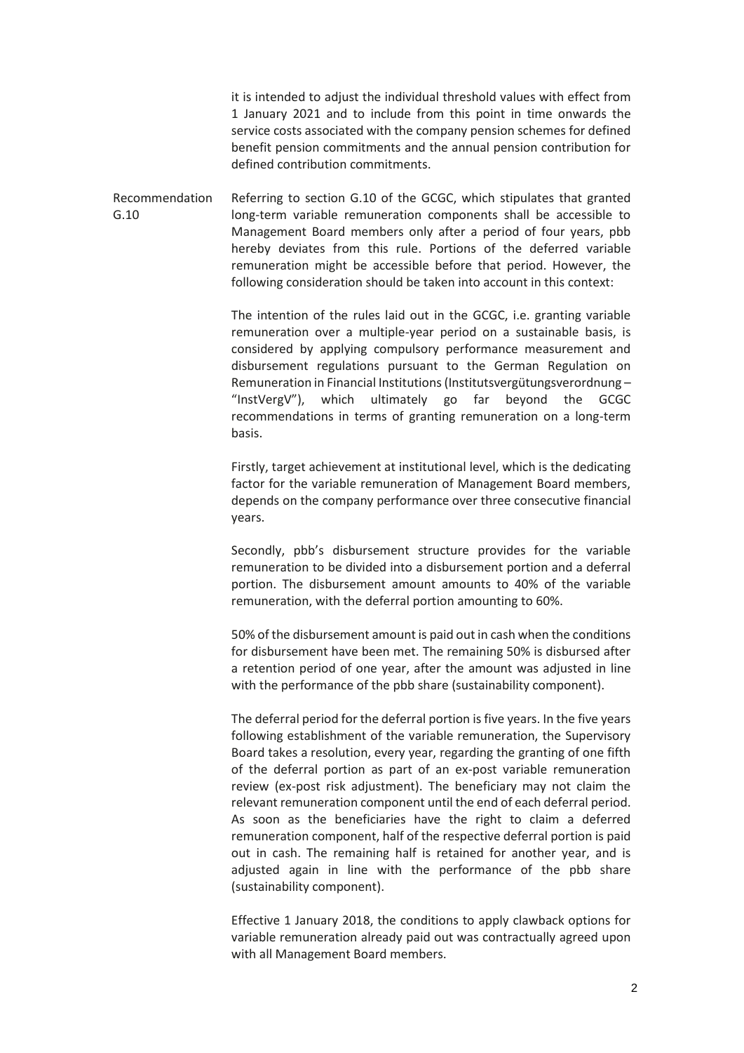it is intended to adjust the individual threshold values with effect from 1 January 2021 and to include from this point in time onwards the service costs associated with the company pension schemes for defined benefit pension commitments and the annual pension contribution for defined contribution commitments.

**Recommendation G.10**

Referring to section G.10 of the GCGC, which stipulates that granted long-term variable remuneration components shall be accessible to Management Board members only after a period of four years, pbb hereby deviates from this rule. Portions of the deferred variable remuneration might be accessible before that period. However, the following consideration should be taken into account in this context:

The intention of the rules laid out in the GCGC, i.e. granting variable remuneration over a multiple-year period on a sustainable basis, is considered by applying compulsory performance measurement and disbursement regulations pursuant to the German Regulation on Remuneration in Financial Institutions (Institutsvergütungsverordnung – "InstVergV"), which ultimately go far beyond the GCGC recommendations in terms of granting remuneration on a long-term basis.

Firstly, target achievement at institutional level, which is the dedicating factor for the variable remuneration of Management Board members, depends on the company performance over three consecutive financial years.

Secondly, pbb's disbursement structure provides for the variable remuneration to be divided into a disbursement portion and a deferral portion. The disbursement amount amounts to 40% of the variable remuneration, with the deferral portion amounting to 60%.

50% of the disbursement amount is paid out in cash when the conditions for disbursement have been met. The remaining 50% is disbursed after a retention period of one year, after the amount was adjusted in line with the performance of the pbb share (sustainability component).

The deferral period for the deferral portion is five years. In the five years following establishment of the variable remuneration, the Supervisory Board takes a resolution, every year, regarding the granting of one fifth of the deferral portion as part of an ex-post variable remuneration review (ex-post risk adjustment). The beneficiary may not claim the relevant remuneration component until the end of each deferral period. As soon as the beneficiaries have the right to claim a deferred remuneration component, half of the respective deferral portion is paid out in cash. The remaining half is retained for another year, and is adjusted again in line with the performance of the pbb share (sustainability component).

Effective 1 January 2018, the conditions to apply clawback options for variable remuneration already paid out was contractually agreed upon with all Management Board members.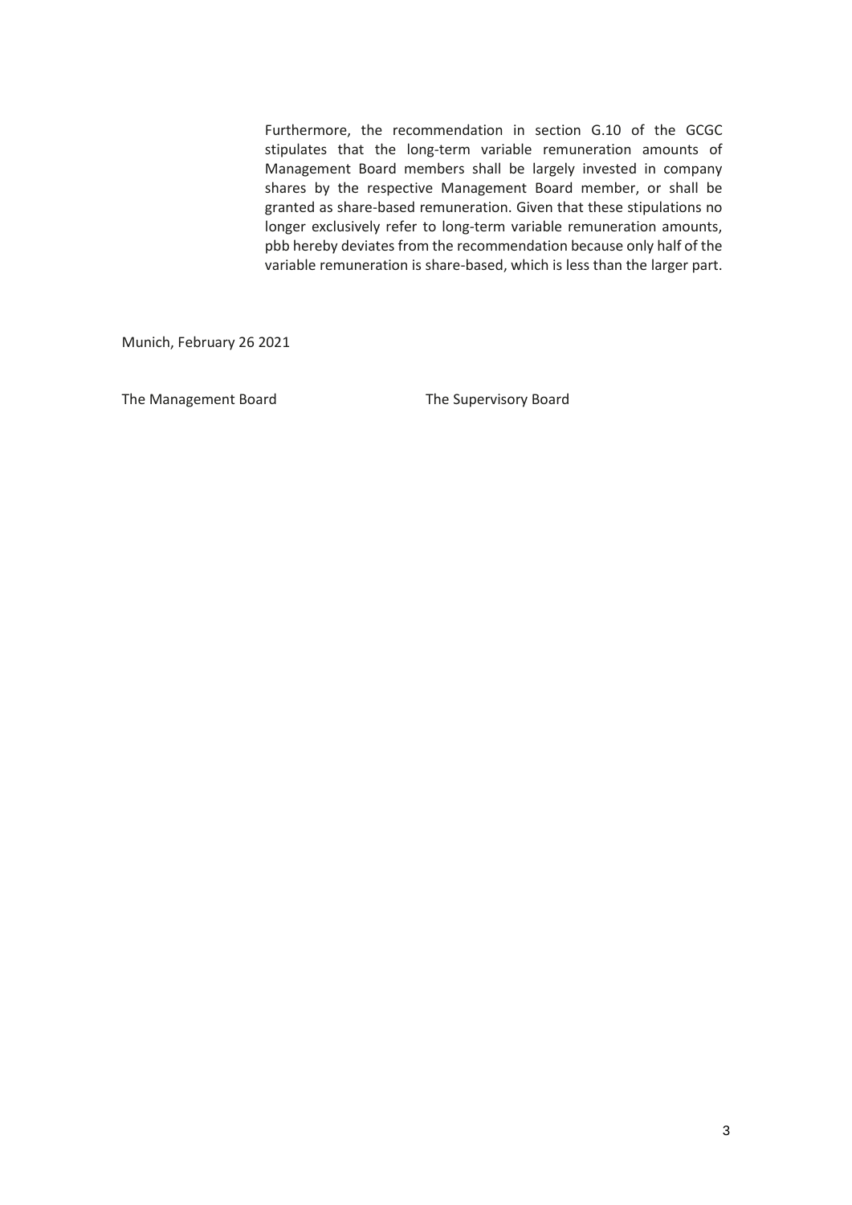Furthermore, the recommendation in section G.10 of the GCGC stipulates that the long-term variable remuneration amounts of Management Board members shall be largely invested in company shares by the respective Management Board member, or shall be granted as share-based remuneration. Given that these stipulations no longer exclusively refer to long-term variable remuneration amounts, pbb hereby deviates from the recommendation because only half of the variable remuneration is share-based, which is less than the larger part.

Munich, February 26 2021

The Management Board The Supervisory Board